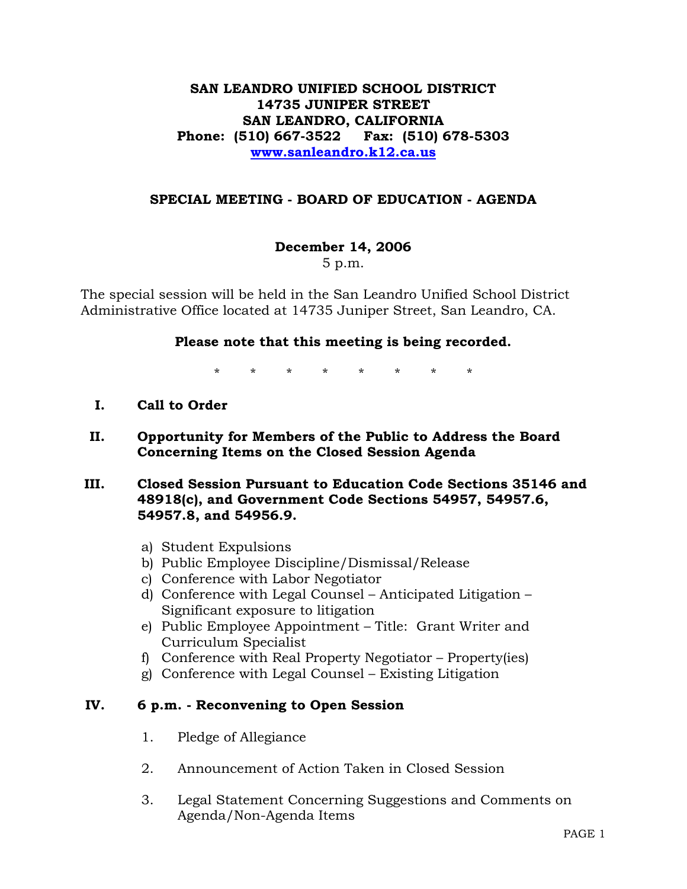**SAN LEANDRO UNIFIED SCHOOL DISTRICT**
**14735 JUNIPER STREET**
**SAN LEANDRO, CALIFORNIA**
**Phone: (510) 667-3522 Fax: (510) 678-5303**
**[www.sanleandro.k12.ca.us](http://www.sanleandro.k12.ca.us)**

## SPECIAL MEETING - BOARD OF EDUCATION - AGENDA

**December 14, 2006**
5 p.m.

The special session will be held in the San Leandro Unified School District Administrative Office located at 14735 Juniper Street, San Leandro, CA.

**Please note that this meeting is being recorded.**

\* \* \* \* \* \* \* \*

**I. Call to Order**

**II. Opportunity for Members of the Public to Address the Board Concerning Items on the Closed Session Agenda**

**III. Closed Session Pursuant to Education Code Sections 35146 and 48918(c), and Government Code Sections 54957, 54957.6, 54957.8, and 54956.9.**

a) Student Expulsions
b) Public Employee Discipline/Dismissal/Release
c) Conference with Labor Negotiator
d) Conference with Legal Counsel – Anticipated Litigation – Significant exposure to litigation
e) Public Employee Appointment – Title: Grant Writer and Curriculum Specialist
f) Conference with Real Property Negotiator – Property(ies)
g) Conference with Legal Counsel – Existing Litigation

**IV. 6 p.m. - Reconvening to Open Session**

1. Pledge of Allegiance
2. Announcement of Action Taken in Closed Session
3. Legal Statement Concerning Suggestions and Comments on Agenda/Non-Agenda Items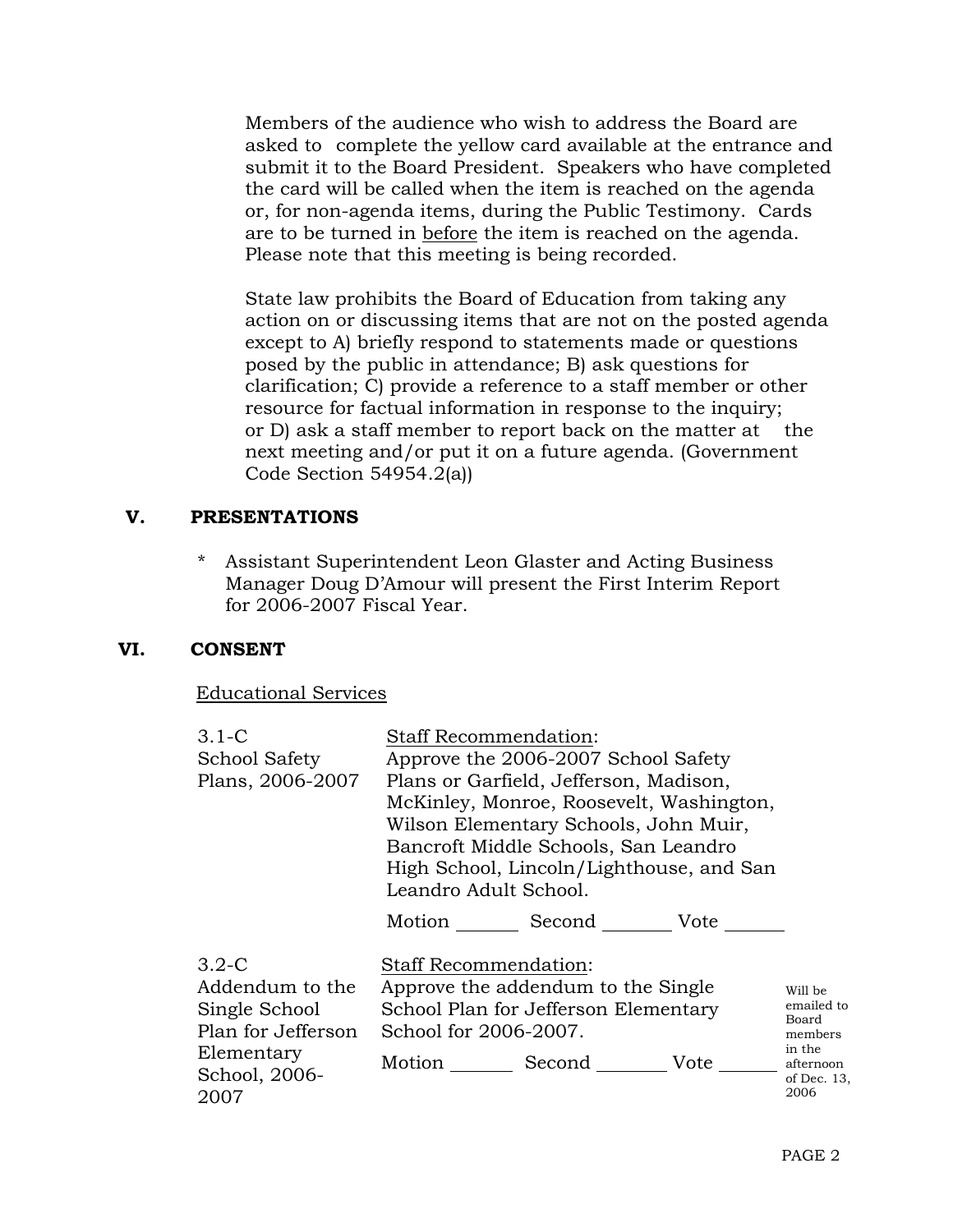Members of the audience who wish to address the Board are asked to complete the yellow card available at the entrance and submit it to the Board President. Speakers who have completed the card will be called when the item is reached on the agenda or, for non-agenda items, during the Public Testimony. Cards are to be turned in <u>before</u> the item is reached on the agenda. Please note that this meeting is being recorded.

State law prohibits the Board of Education from taking any action on or discussing items that are not on the posted agenda except to A) briefly respond to statements made or questions posed by the public in attendance; B) ask questions for clarification; C) provide a reference to a staff member or other resource for factual information in response to the inquiry; or D) ask a staff member to report back on the matter at the next meeting and/or put it on a future agenda. (Government Code Section 54954.2(a))

## V. PRESENTATIONS

* Assistant Superintendent Leon Glaster and Acting Business Manager Doug D'Amour will present the First Interim Report for 2006-2007 Fiscal Year.

## VI. CONSENT

<u>Educational Services</u>

| | | |
|---|---|---|
| 3.1-C School Safety Plans, 2006-2007 | <u>Staff Recommendation</u>: Approve the 2006-2007 School Safety Plans or Garfield, Jefferson, Madison, McKinley, Monroe, Roosevelt, Washington, Wilson Elementary Schools, John Muir, Bancroft Middle Schools, San Leandro High School, Lincoln/Lighthouse, and San Leandro Adult School.<br><br>Motion _______ Second _______ Vote _______ | |
| 3.2-C Addendum to the Single School Plan for Jefferson Elementary School, 2006-2007 | <u>Staff Recommendation</u>: Approve the addendum to the Single School Plan for Jefferson Elementary School for 2006-2007.<br><br>Motion _______ Second _______ Vote _______ | Will be emailed to Board members in the afternoon of Dec. 13, 2006 |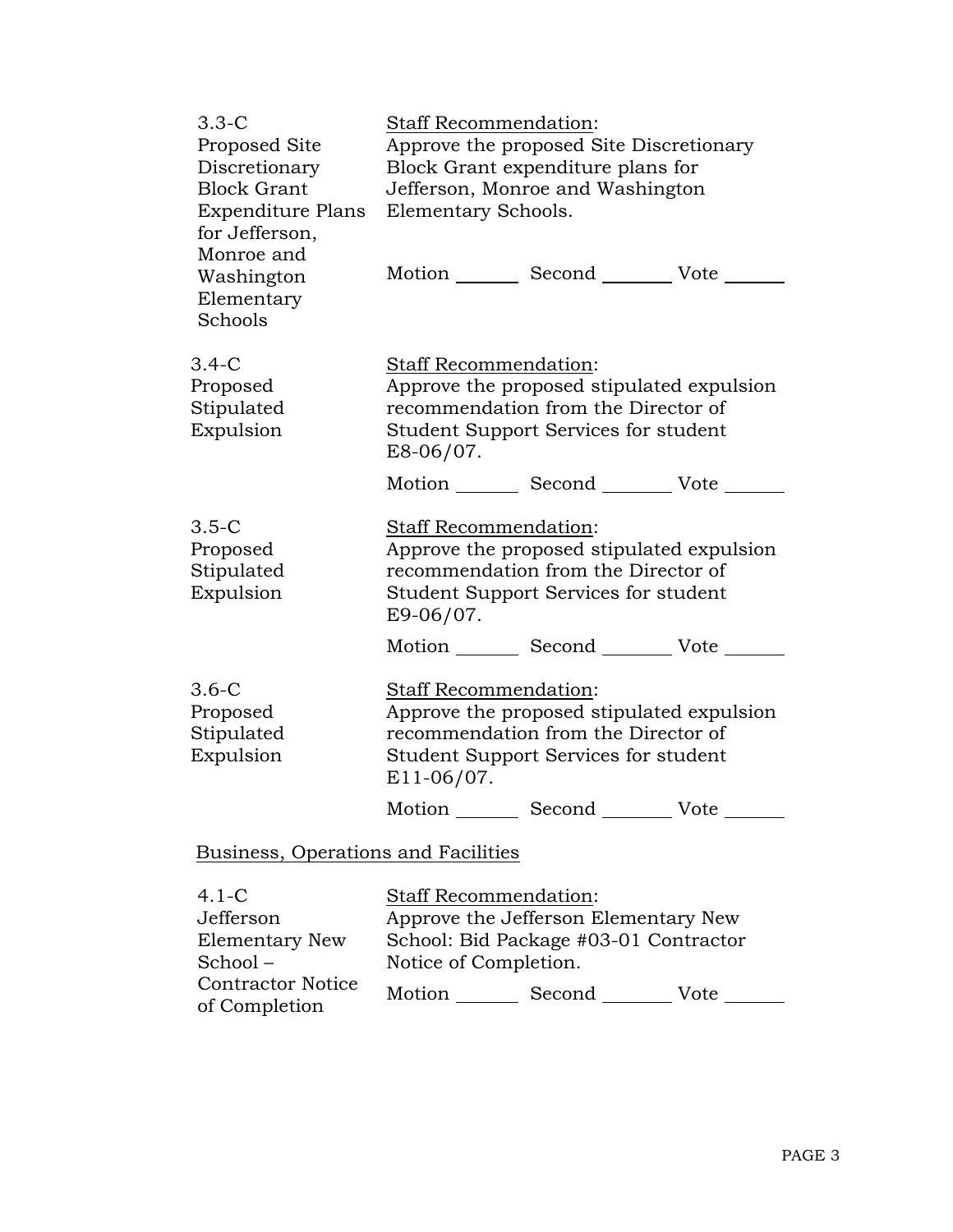| | |
|---|---|
| 3.3-C<br>Proposed Site Discretionary Block Grant Expenditure Plans for Jefferson, Monroe and Washington Elementary Schools | Staff Recommendation:<br>Approve the proposed Site Discretionary Block Grant expenditure plans for Jefferson, Monroe and Washington Elementary Schools.<br><br>Motion _______ Second _______ Vote _______ |
| 3.4-C<br>Proposed Stipulated Expulsion | Staff Recommendation:<br>Approve the proposed stipulated expulsion recommendation from the Director of Student Support Services for student E8-06/07.<br><br>Motion _______ Second _______ Vote _______ |
| 3.5-C<br>Proposed Stipulated Expulsion | Staff Recommendation:<br>Approve the proposed stipulated expulsion recommendation from the Director of Student Support Services for student E9-06/07.<br><br>Motion _______ Second _______ Vote _______ |
| 3.6-C<br>Proposed Stipulated Expulsion | Staff Recommendation:<br>Approve the proposed stipulated expulsion recommendation from the Director of Student Support Services for student E11-06/07.<br><br>Motion _______ Second _______ Vote _______ |

Business, Operations and Facilities

| | |
|---|---|
| 4.1-C<br>Jefferson Elementary New School – Contractor Notice of Completion | Staff Recommendation:<br>Approve the Jefferson Elementary New School: Bid Package #03-01 Contractor Notice of Completion.<br><br>Motion _______ Second _______ Vote _______ |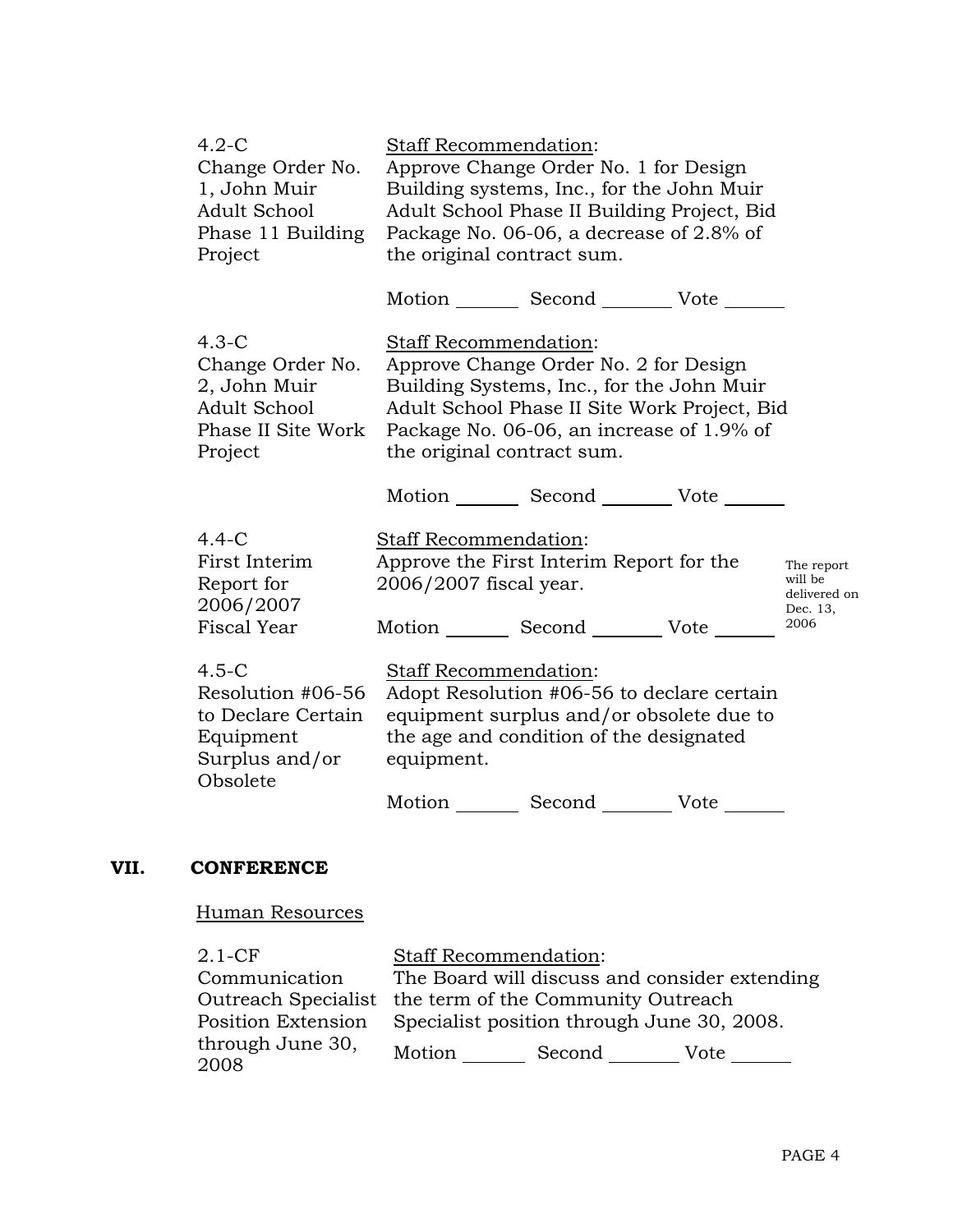4.2-C
Change Order No. 1, John Muir Adult School Phase 11 Building Project

Staff Recommendation:
Approve Change Order No. 1 for Design Building systems, Inc., for the John Muir Adult School Phase II Building Project, Bid Package No. 06-06, a decrease of 2.8% of the original contract sum.

Motion _______ Second _______ Vote _______

4.3-C
Change Order No. 2, John Muir Adult School Phase II Site Work Project

Staff Recommendation:
Approve Change Order No. 2 for Design Building Systems, Inc., for the John Muir Adult School Phase II Site Work Project, Bid Package No. 06-06, an increase of 1.9% of the original contract sum.

Motion _______ Second _______ Vote _______

4.4-C
First Interim Report for 2006/2007 Fiscal Year

Staff Recommendation:
Approve the First Interim Report for the 2006/2007 fiscal year.

Motion _______ Second _______ Vote _______

The report will be delivered on Dec. 13, 2006

4.5-C
Resolution #06-56 to Declare Certain Equipment Surplus and/or Obsolete

Staff Recommendation:
Adopt Resolution #06-56 to declare certain equipment surplus and/or obsolete due to the age and condition of the designated equipment.

Motion _______ Second _______ Vote _______

## VII. CONFERENCE

Human Resources

2.1-CF
Communication Outreach Specialist Position Extension through June 30, 2008

Staff Recommendation:
The Board will discuss and consider extending the term of the Community Outreach Specialist position through June 30, 2008.

Motion _______ Second _______ Vote _______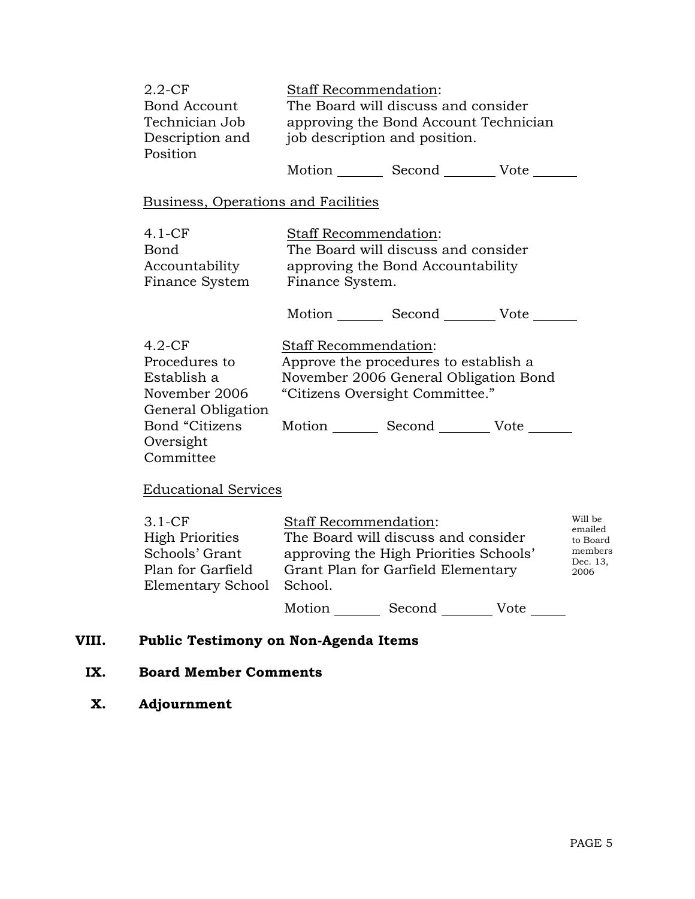2.2-CF
Bond Account Technician Job Description and Position

Staff Recommendation:
The Board will discuss and consider approving the Bond Account Technician job description and position.

Motion _______ Second _______ Vote _______

Business, Operations and Facilities

4.1-CF
Bond Accountability Finance System

Staff Recommendation:
The Board will discuss and consider approving the Bond Accountability Finance System.

Motion _______ Second _______ Vote _______

4.2-CF
Procedures to Establish a November 2006 General Obligation Bond "Citizens Oversight Committee

Staff Recommendation:
Approve the procedures to establish a November 2006 General Obligation Bond "Citizens Oversight Committee."

Motion _______ Second _______ Vote _______

Educational Services

3.1-CF
High Priorities Schools' Grant Plan for Garfield Elementary School

Staff Recommendation:
The Board will discuss and consider approving the High Priorities Schools' Grant Plan for Garfield Elementary School.

Will be emailed to Board members Dec. 13, 2006

Motion _______ Second _______ Vote _____

**VIII. Public Testimony on Non-Agenda Items**

**IX. Board Member Comments**

**X. Adjournment**